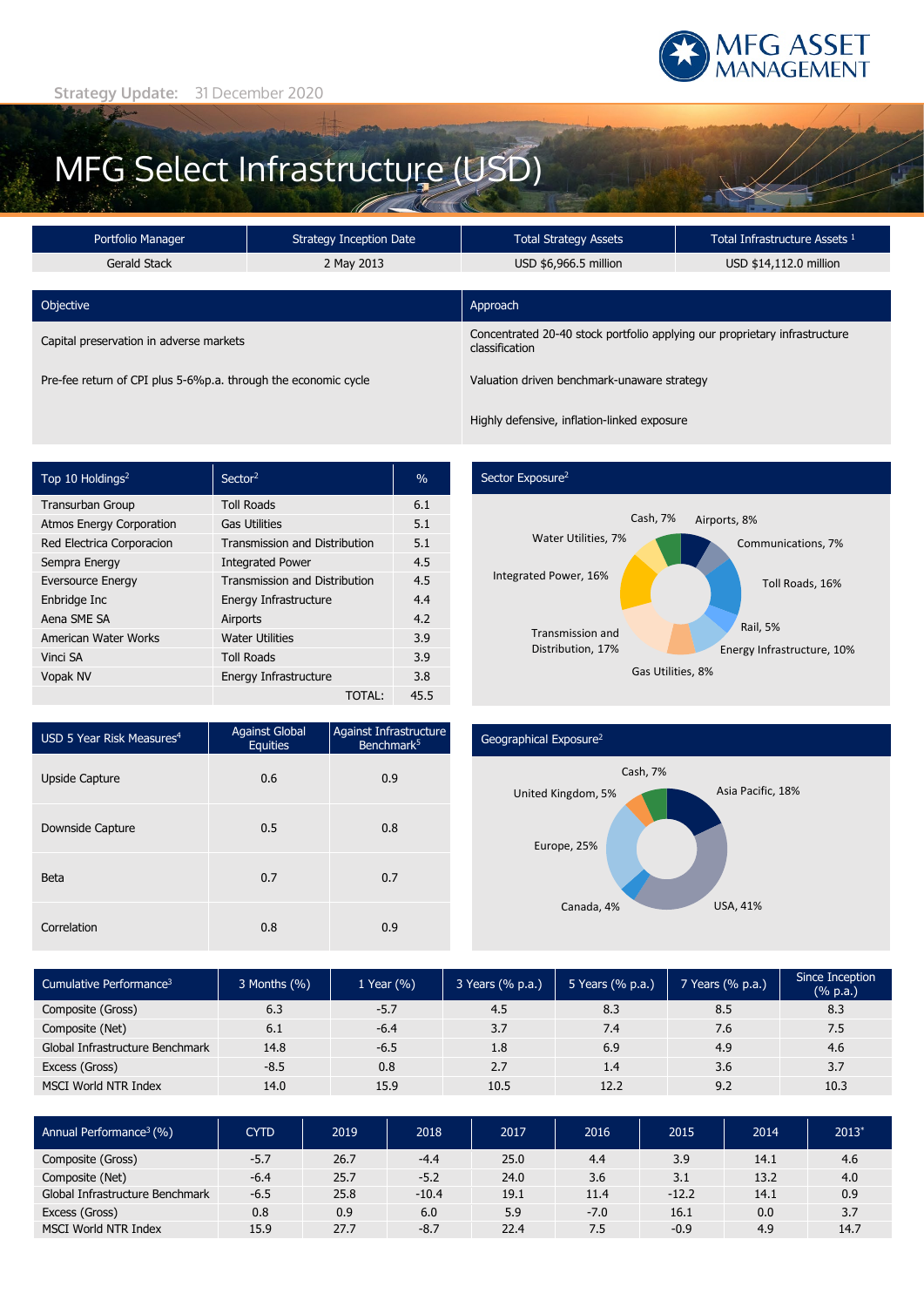MFG ASSET MANAGEMENT

Strategy Update: 31 December 2020

# MFG Select Infrastructure (USD)

| Portfolio Manager | Strategy Inception Date | Total Strategy Assets | Total Infrastructure Assets [1] |
|---|---|---|---|
| Gerald Stack | 2 May 2013 | USD $6,966.5 million | USD $14,112.0 million |

| Objective | Approach |
|---|---|
| Capital preservation in adverse markets | Concentrated 20-40 stock portfolio applying our proprietary infrastructure classification |
| Pre-fee return of CPI plus 5-6%p.a. through the economic cycle | Valuation driven benchmark-unaware strategy |
| | Highly defensive, inflation-linked exposure |

| Top 10 Holdings[2] | Sector[2] | % |
|---|---|---|
| Transurban Group | Toll Roads | 6.1 |
| Atmos Energy Corporation | Gas Utilities | 5.1 |
| Red Electrica Corporacion | Transmission and Distribution | 5.1 |
| Sempra Energy | Integrated Power | 4.5 |
| Eversource Energy | Transmission and Distribution | 4.5 |
| Enbridge Inc | Energy Infrastructure | 4.4 |
| Aena SME SA | Airports | 4.2 |
| American Water Works | Water Utilities | 3.9 |
| Vinci SA | Toll Roads | 3.9 |
| Vopak NV | Energy Infrastructure | 3.8 |
| | TOTAL: | 45.5 |

## Sector Exposure[2]

Cash, 7%; Airports, 8%; Communications, 7%; Toll Roads, 16%; Rail, 5%; Energy Infrastructure, 10%; Gas Utilities, 8%; Transmission and Distribution, 17%; Integrated Power, 16%; Water Utilities, 7%

| USD 5 Year Risk Measures[4] | Against Global Equities | Against Infrastructure Benchmark[5] |
|---|---|---|
| Upside Capture | 0.6 | 0.9 |
| Downside Capture | 0.5 | 0.8 |
| Beta | 0.7 | 0.7 |
| Correlation | 0.8 | 0.9 |

## Geographical Exposure[2]

Cash, 7%; Asia Pacific, 18%; USA, 41%; Canada, 4%; Europe, 25%; United Kingdom, 5%

| Cumulative Performance[3] | 3 Months (%) | 1 Year (%) | 3 Years (% p.a.) | 5 Years (% p.a.) | 7 Years (% p.a.) | Since Inception (% p.a.) |
|---|---|---|---|---|---|---|
| Composite (Gross) | 6.3 | -5.7 | 4.5 | 8.3 | 8.5 | 8.3 |
| Composite (Net) | 6.1 | -6.4 | 3.7 | 7.4 | 7.6 | 7.5 |
| Global Infrastructure Benchmark | 14.8 | -6.5 | 1.8 | 6.9 | 4.9 | 4.6 |
| Excess (Gross) | -8.5 | 0.8 | 2.7 | 1.4 | 3.6 | 3.7 |
| MSCI World NTR Index | 14.0 | 15.9 | 10.5 | 12.2 | 9.2 | 10.3 |

| Annual Performance[3] (%) | CYTD | 2019 | 2018 | 2017 | 2016 | 2015 | 2014 | 2013* |
|---|---|---|---|---|---|---|---|---|
| Composite (Gross) | -5.7 | 26.7 | -4.4 | 25.0 | 4.4 | 3.9 | 14.1 | 4.6 |
| Composite (Net) | -6.4 | 25.7 | -5.2 | 24.0 | 3.6 | 3.1 | 13.2 | 4.0 |
| Global Infrastructure Benchmark | -6.5 | 25.8 | -10.4 | 19.1 | 11.4 | -12.2 | 14.1 | 0.9 |
| Excess (Gross) | 0.8 | 0.9 | 6.0 | 5.9 | -7.0 | 16.1 | 0.0 | 3.7 |
| MSCI World NTR Index | 15.9 | 27.7 | -8.7 | 22.4 | 7.5 | -0.9 | 4.9 | 14.7 |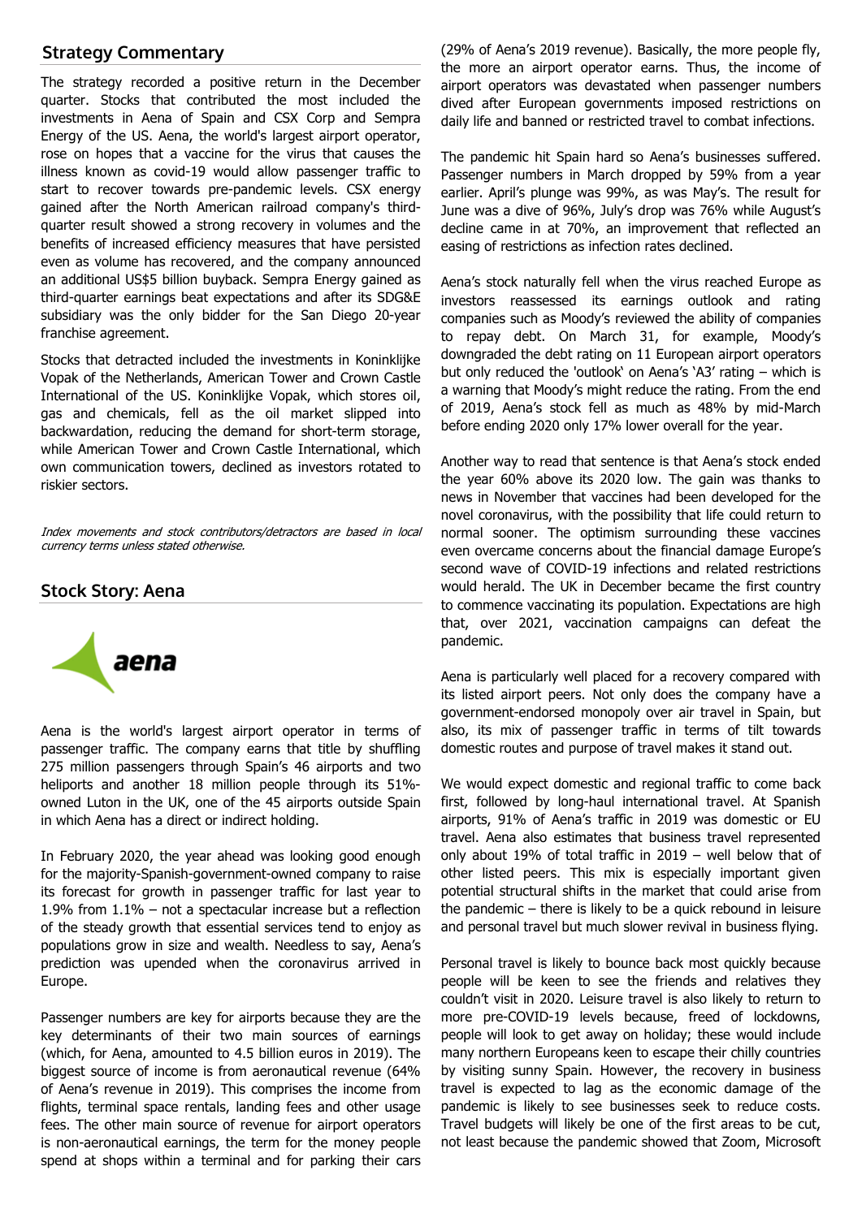## Strategy Commentary

The strategy recorded a positive return in the December quarter. Stocks that contributed the most included the investments in Aena of Spain and CSX Corp and Sempra Energy of the US. Aena, the world's largest airport operator, rose on hopes that a vaccine for the virus that causes the illness known as covid-19 would allow passenger traffic to start to recover towards pre-pandemic levels. CSX energy gained after the North American railroad company's third-quarter result showed a strong recovery in volumes and the benefits of increased efficiency measures that have persisted even as volume has recovered, and the company announced an additional US$5 billion buyback. Sempra Energy gained as third-quarter earnings beat expectations and after its SDG&E subsidiary was the only bidder for the San Diego 20-year franchise agreement.

Stocks that detracted included the investments in Koninklijke Vopak of the Netherlands, American Tower and Crown Castle International of the US. Koninklijke Vopak, which stores oil, gas and chemicals, fell as the oil market slipped into backwardation, reducing the demand for short-term storage, while American Tower and Crown Castle International, which own communication towers, declined as investors rotated to riskier sectors.

*Index movements and stock contributors/detractors are based in local currency terms unless stated otherwise.*

## Stock Story: Aena

aena

Aena is the world's largest airport operator in terms of passenger traffic. The company earns that title by shuffling 275 million passengers through Spain's 46 airports and two heliports and another 18 million people through its 51%-owned Luton in the UK, one of the 45 airports outside Spain in which Aena has a direct or indirect holding.

In February 2020, the year ahead was looking good enough for the majority-Spanish-government-owned company to raise its forecast for growth in passenger traffic for last year to 1.9% from 1.1% – not a spectacular increase but a reflection of the steady growth that essential services tend to enjoy as populations grow in size and wealth. Needless to say, Aena's prediction was upended when the coronavirus arrived in Europe.

Passenger numbers are key for airports because they are the key determinants of their two main sources of earnings (which, for Aena, amounted to 4.5 billion euros in 2019). The biggest source of income is from aeronautical revenue (64% of Aena's revenue in 2019). This comprises the income from flights, terminal space rentals, landing fees and other usage fees. The other main source of revenue for airport operators is non-aeronautical earnings, the term for the money people spend at shops within a terminal and for parking their cars (29% of Aena's 2019 revenue). Basically, the more people fly, the more an airport operator earns. Thus, the income of airport operators was devastated when passenger numbers dived after European governments imposed restrictions on daily life and banned or restricted travel to combat infections.

The pandemic hit Spain hard so Aena's businesses suffered. Passenger numbers in March dropped by 59% from a year earlier. April's plunge was 99%, as was May's. The result for June was a dive of 96%, July's drop was 76% while August's decline came in at 70%, an improvement that reflected an easing of restrictions as infection rates declined.

Aena's stock naturally fell when the virus reached Europe as investors reassessed its earnings outlook and rating companies such as Moody's reviewed the ability of companies to repay debt. On March 31, for example, Moody's downgraded the debt rating on 11 European airport operators but only reduced the 'outlook' on Aena's 'A3' rating – which is a warning that Moody's might reduce the rating. From the end of 2019, Aena's stock fell as much as 48% by mid-March before ending 2020 only 17% lower overall for the year.

Another way to read that sentence is that Aena's stock ended the year 60% above its 2020 low. The gain was thanks to news in November that vaccines had been developed for the novel coronavirus, with the possibility that life could return to normal sooner. The optimism surrounding these vaccines even overcame concerns about the financial damage Europe's second wave of COVID-19 infections and related restrictions would herald. The UK in December became the first country to commence vaccinating its population. Expectations are high that, over 2021, vaccination campaigns can defeat the pandemic.

Aena is particularly well placed for a recovery compared with its listed airport peers. Not only does the company have a government-endorsed monopoly over air travel in Spain, but also, its mix of passenger traffic in terms of tilt towards domestic routes and purpose of travel makes it stand out.

We would expect domestic and regional traffic to come back first, followed by long-haul international travel. At Spanish airports, 91% of Aena's traffic in 2019 was domestic or EU travel. Aena also estimates that business travel represented only about 19% of total traffic in 2019 – well below that of other listed peers. This mix is especially important given potential structural shifts in the market that could arise from the pandemic – there is likely to be a quick rebound in leisure and personal travel but much slower revival in business flying.

Personal travel is likely to bounce back most quickly because people will be keen to see the friends and relatives they couldn't visit in 2020. Leisure travel is also likely to return to more pre-COVID-19 levels because, freed of lockdowns, people will look to get away on holiday; these would include many northern Europeans keen to escape their chilly countries by visiting sunny Spain. However, the recovery in business travel is expected to lag as the economic damage of the pandemic is likely to see businesses seek to reduce costs. Travel budgets will likely be one of the first areas to be cut, not least because the pandemic showed that Zoom, Microsoft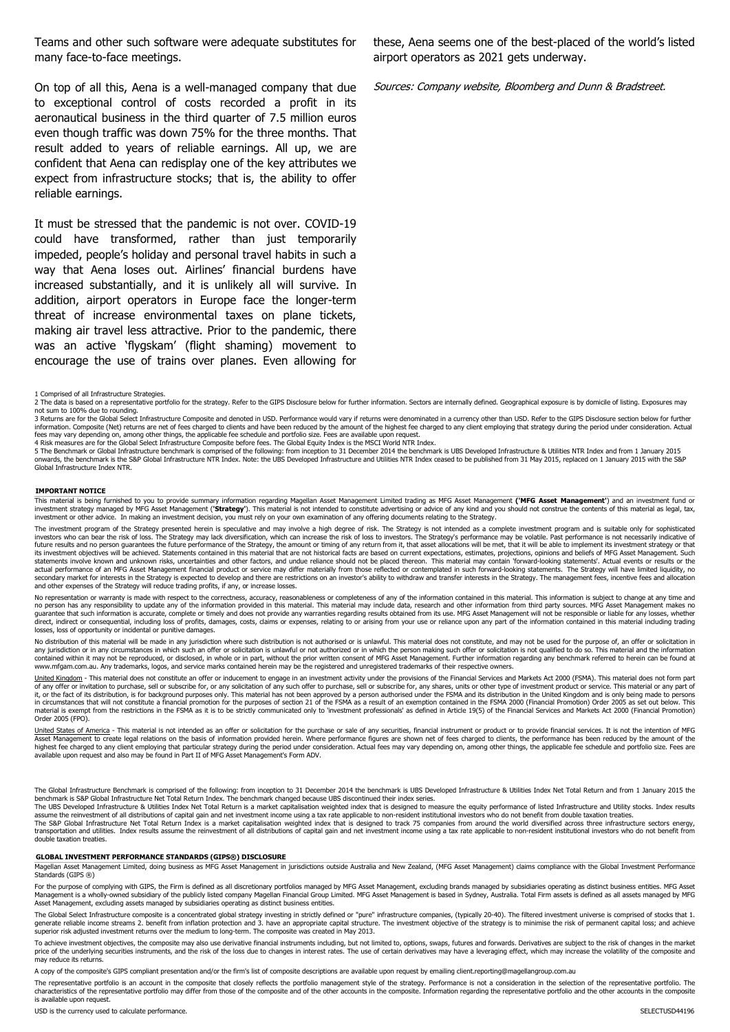Teams and other such software were adequate substitutes for many face-to-face meetings.

On top of all this, Aena is a well-managed company that due to exceptional control of costs recorded a profit in its aeronautical business in the third quarter of 7.5 million euros even though traffic was down 75% for the three months. That result added to years of reliable earnings. All up, we are confident that Aena can redisplay one of the key attributes we expect from infrastructure stocks; that is, the ability to offer reliable earnings.

It must be stressed that the pandemic is not over. COVID-19 could have transformed, rather than just temporarily impeded, people's holiday and personal travel habits in such a way that Aena loses out. Airlines' financial burdens have increased substantially, and it is unlikely all will survive. In addition, airport operators in Europe face the longer-term threat of increase environmental taxes on plane tickets, making air travel less attractive. Prior to the pandemic, there was an active 'flygskam' (flight shaming) movement to encourage the use of trains over planes. Even allowing for these, Aena seems one of the best-placed of the world's listed airport operators as 2021 gets underway.

*Sources: Company website, Bloomberg and Dunn & Bradstreet.*

1 Comprised of all Infrastructure Strategies.
2 The data is based on a representative portfolio for the strategy. Refer to the GIPS Disclosure below for further information. Sectors are internally defined. Geographical exposure is by domicile of listing. Exposures may not sum to 100% due to rounding.
3 Returns are for the Global Select Infrastructure Composite and denoted in USD. Performance would vary if returns were denominated in a currency other than USD. Refer to the GIPS Disclosure section below for further information. Composite (Net) returns are net of fees charged to clients and have been reduced by the amount of the highest fee charged to any client employing that strategy during the period under consideration. Actual fees may vary depending on, among other things, the applicable fee schedule and portfolio size. Fees are available upon request.
4 Risk measures are for the Global Select Infrastructure Composite before fees. The Global Equity Index is the MSCI World NTR Index.
5 The Benchmark or Global Infrastructure benchmark is comprised of the following: from inception to 31 December 2014 the benchmark is UBS Developed Infrastructure & Utilities NTR Index and from 1 January 2015 onwards, the benchmark is the S&P Global Infrastructure NTR Index. Note: the UBS Developed Infrastructure and Utilities NTR Index ceased to be published from 31 May 2015, replaced on 1 January 2015 with the S&P Global Infrastructure Index NTR.

## IMPORTANT NOTICE

This material is being furnished to you to provide summary information regarding Magellan Asset Management Limited trading as MFG Asset Management (**'MFG Asset Management'**) and an investment fund or investment strategy managed by MFG Asset Management ('**Strategy**'). This material is not intended to constitute advertising or advice of any kind and you should not construe the contents of this material as legal, tax, investment or other advice. In making an investment decision, you must rely on your own examination of any offering documents relating to the Strategy.

The investment program of the Strategy presented herein is speculative and may involve a high degree of risk. The Strategy is not intended as a complete investment program and is suitable only for sophisticated investors who can bear the risk of loss. The Strategy may lack diversification, which can increase the risk of loss to investors. The Strategy's performance may be volatile. Past performance is not necessarily indicative of future results and no person guarantees the future performance of the Strategy, the amount or timing of any return from it, that asset allocations will be met, that it will be able to implement its investment strategy or that its investment objectives will be achieved. Statements contained in this material that are not historical facts are based on current expectations, estimates, projections, opinions and beliefs of MFG Asset Management. Such statements involve known and unknown risks, uncertainties and other factors, and undue reliance should not be placed thereon. This material may contain 'forward-looking statements'. Actual events or results or the actual performance of an MFG Asset Management financial product or service may differ materially from those reflected or contemplated in such forward-looking statements. The Strategy will have limited liquidity, no secondary market for interests in the Strategy is expected to develop and there are restrictions on an investor's ability to withdraw and transfer interests in the Strategy. The management fees, incentive fees and allocation and other expenses of the Strategy will reduce trading profits, if any, or increase losses.

No representation or warranty is made with respect to the correctness, accuracy, reasonableness or completeness of any of the information contained in this material. This information is subject to change at any time and no person has any responsibility to update any of the information provided in this material. This material may include data, research and other information from third party sources. MFG Asset Management makes no guarantee that such information is accurate, complete or timely and does not provide any warranties regarding results obtained from its use. MFG Asset Management will not be responsible or liable for any losses, whether direct, indirect or consequential, including loss of profits, damages, costs, claims or expenses, relating to or arising from your use or reliance upon any part of the information contained in this material including trading losses, loss of opportunity or incidental or punitive damages.

No distribution of this material will be made in any jurisdiction where such distribution is not authorised or is unlawful. This material does not constitute, and may not be used for the purpose of, an offer or solicitation in any jurisdiction or in any circumstances in which such an offer or solicitation is unlawful or not authorized or in which the person making such offer or solicitation is not qualified to do so. This material and the information contained within it may not be reproduced, or disclosed, in whole or in part, without the prior written consent of MFG Asset Management. Further information regarding any benchmark referred to herein can be found at www.mfgam.com.au. Any trademarks, logos, and service marks contained herein may be the registered and unregistered trademarks of their respective owners.

United Kingdom - This material does not constitute an offer or inducement to engage in an investment activity under the provisions of the Financial Services and Markets Act 2000 (FSMA). This material does not form part of any offer or invitation to purchase, sell or subscribe for, or any solicitation of any such offer to purchase, sell or subscribe for, any shares, units or other type of investment product or service. This material or any part of it, or the fact of its distribution, is for background purposes only. This material has not been approved by a person authorised under the FSMA and its distribution in the United Kingdom and is only being made to persons in circumstances that will not constitute a financial promotion for the purposes of section 21 of the FSMA as a result of an exemption contained in the FSMA 2000 (Financial Promotion) Order 2005 as set out below. This material is exempt from the restrictions in the FSMA as it is to be strictly communicated only to 'investment professionals' as defined in Article 19(5) of the Financial Services and Markets Act 2000 (Financial Promotion) Order 2005 (FPO).

United States of America - This material is not intended as an offer or solicitation for the purchase or sale of any securities, financial instrument or product or to provide financial services. It is not the intention of MFG Asset Management to create legal relations on the basis of information provided herein. Where performance figures are shown net of fees charged to clients, the performance has been reduced by the amount of the highest fee charged to any client employing that particular strategy during the period under consideration. Actual fees may vary depending on, among other things, the applicable fee schedule and portfolio size. Fees are available upon request and also may be found in Part II of MFG Asset Management's Form ADV.

The Global Infrastructure Benchmark is comprised of the following: from inception to 31 December 2014 the benchmark is UBS Developed Infrastructure & Utilities Index Net Total Return and from 1 January 2015 the benchmark is S&P Global Infrastructure Net Total Return Index. The benchmark changed because UBS discontinued their index series.
The UBS Developed Infrastructure & Utilities Index Net Total Return is a market capitalisation weighted index that is designed to measure the equity performance of listed Infrastructure and Utility stocks. Index results assume the reinvestment of all distributions of capital gain and net investment income using a tax rate applicable to non-resident institutional investors who do not benefit from double taxation treaties.
The S&P Global Infrastructure Net Total Return Index is a market capitalisation weighted index that is designed to track 75 companies from around the world diversified across three infrastructure sectors energy, transportation and utilities. Index results assume the reinvestment of all distributions of capital gain and net investment income using a tax rate applicable to non-resident institutional investors who do not benefit from double taxation treaties.

## GLOBAL INVESTMENT PERFORMANCE STANDARDS (GIPS®) DISCLOSURE

Magellan Asset Management Limited, doing business as MFG Asset Management in jurisdictions outside Australia and New Zealand, (MFG Asset Management) claims compliance with the Global Investment Performance Standards (GIPS ®)

For the purpose of complying with GIPS, the Firm is defined as all discretionary portfolios managed by MFG Asset Management, excluding brands managed by subsidiaries operating as distinct business entities. MFG Asset Management is a wholly-owned subsidiary of the publicly listed company Magellan Financial Group Limited. MFG Asset Management is based in Sydney, Australia. Total Firm assets is defined as all assets managed by MFG Asset Management, excluding assets managed by subsidiaries operating as distinct business entities.

The Global Select Infrastructure composite is a concentrated global strategy investing in strictly defined or "pure" infrastructure companies, (typically 20-40). The filtered investment universe is comprised of stocks that 1. generate reliable income streams 2. benefit from inflation protection and 3. have an appropriate capital structure. The investment objective of the strategy is to minimise the risk of permanent capital loss; and achieve superior risk adjusted investment returns over the medium to long-term. The composite was created in May 2013.

To achieve investment objectives, the composite may also use derivative financial instruments including, but not limited to, options, swaps, futures and forwards. Derivatives are subject to the risk of changes in the market price of the underlying securities instruments, and the risk of the loss due to changes in interest rates. The use of certain derivatives may have a leveraging effect, which may increase the volatility of the composite and may reduce its returns.

A copy of the composite's GIPS compliant presentation and/or the firm's list of composite descriptions are available upon request by emailing client.reporting@magellangroup.com.au

The representative portfolio is an account in the composite that closely reflects the portfolio management style of the strategy. Performance is not a consideration in the selection of the representative portfolio. The characteristics of the representative portfolio may differ from those of the composite and of the other accounts in the composite. Information regarding the representative portfolio and the other accounts in the composite is available upon request.

USD is the currency used to calculate performance.

SELECTUSD44196